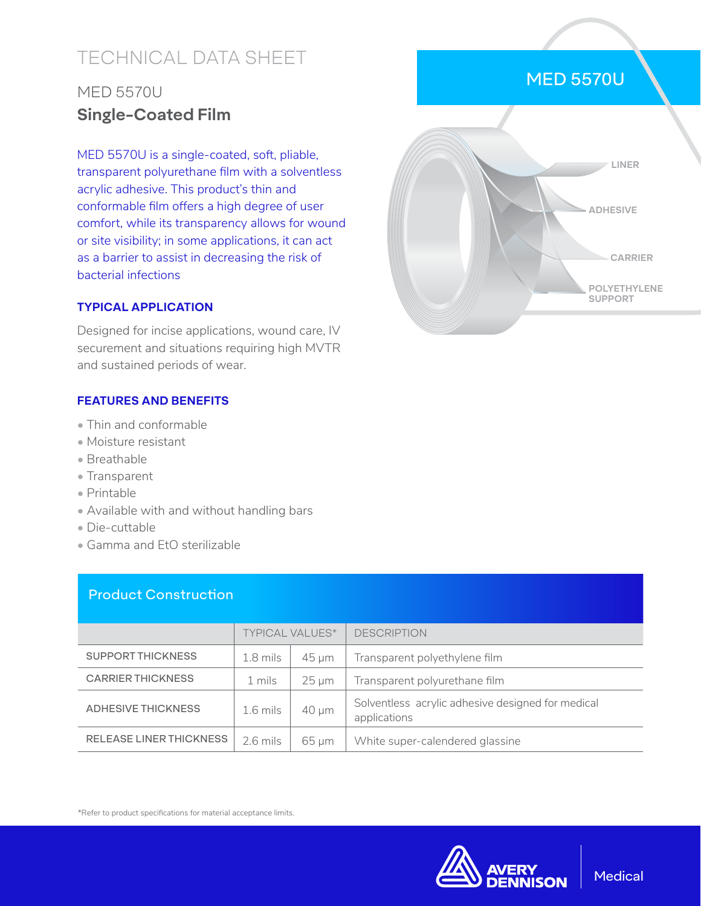# TECHNICAL DATA SHEET

## MED 5570U

## **Single-Coated Film**

MED 5570U is a single-coated, soft, pliable, transparent polyurethane film with a solventless acrylic adhesive. This product's thin and conformable film offers a high degree of user comfort, while its transparency allows for wound or site visibility; in some applications, it can act as a barrier to assist in decreasing the risk of bacterial infections

MED 5570U

LINER

ADHESIVE

CARRIER

POLYETHYLENE SUPPORT

### TYPICAL APPLICATION

Designed for incise applications, wound care, IV securement and situations requiring high MVTR and sustained periods of wear.

### FEATURES AND BENEFITS

- Thin and conformable
- Moisture resistant
- Breathable
- Transparent
- Printable
- Available with and without handling bars
- Die-cuttable
- Gamma and EtO sterilizable

### Product Construction

| | TYPICAL VALUES* | | DESCRIPTION |
|---|---|---|---|
| SUPPORT THICKNESS | 1.8 mils | 45 µm | Transparent polyethylene film |
| CARRIER THICKNESS | 1 mils | 25 µm | Transparent polyurethane film |
| ADHESIVE THICKNESS | 1.6 mils | 40 µm | Solventless acrylic adhesive designed for medical applications |
| RELEASE LINER THICKNESS | 2.6 mils | 65 µm | White super-calendered glassine |

*Refer to product specifications for material acceptance limits.

AVERY DENNISON | Medical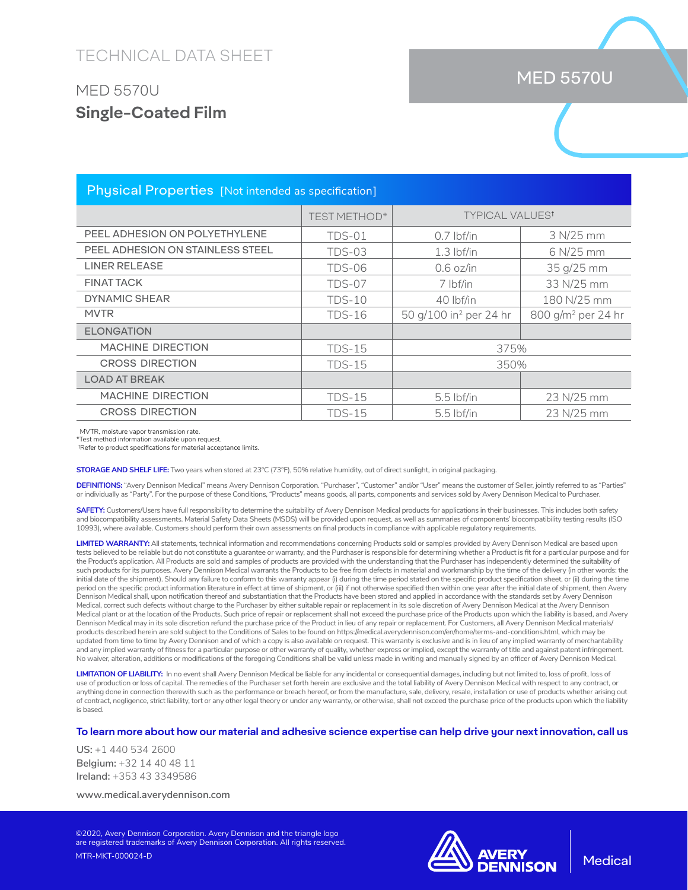# TECHNICAL DATA SHEET

## MED 5570U

## Single-Coated Film

MED 5570U

### Physical Properties [Not intended as specification]

| | TEST METHOD* | TYPICAL VALUES† | |
|---|---|---|---|
| PEEL ADHESION ON POLYETHYLENE | TDS-01 | 0.7 lbf/in | 3 N/25 mm |
| PEEL ADHESION ON STAINLESS STEEL | TDS-03 | 1.3 lbf/in | 6 N/25 mm |
| LINER RELEASE | TDS-06 | 0.6 oz/in | 35 g/25 mm |
| FINAT TACK | TDS-07 | 7 lbf/in | 33 N/25 mm |
| DYNAMIC SHEAR | TDS-10 | 40 lbf/in | 180 N/25 mm |
| MVTR | TDS-16 | 50 g/100 $in^2$ per 24 hr | 800 $g/m^2$ per 24 hr |
| ELONGATION | | | |
| MACHINE DIRECTION | TDS-15 | 375% | |
| CROSS DIRECTION | TDS-15 | 350% | |
| LOAD AT BREAK | | | |
| MACHINE DIRECTION | TDS-15 | 5.5 lbf/in | 23 N/25 mm |
| CROSS DIRECTION | TDS-15 | 5.5 lbf/in | 23 N/25 mm |

MVTR, moisture vapor transmission rate.
*Test method information available upon request.
†Refer to product specifications for material acceptance limits.

**STORAGE AND SHELF LIFE:** Two years when stored at 23°C (73°F), 50% relative humidity, out of direct sunlight, in original packaging.

**DEFINITIONS:** "Avery Dennison Medical" means Avery Dennison Corporation. "Purchaser", "Customer" and/or "User" means the customer of Seller, jointly referred to as "Parties" or individually as "Party". For the purpose of these Conditions, "Products" means goods, all parts, components and services sold by Avery Dennison Medical to Purchaser.

**SAFETY:** Customers/Users have full responsibility to determine the suitability of Avery Dennison Medical products for applications in their businesses. This includes both safety and biocompatibility assessments. Material Safety Data Sheets (MSDS) will be provided upon request, as well as summaries of components' biocompatibility testing results (ISO 10993), where available. Customers should perform their own assessments on final products in compliance with applicable regulatory requirements.

**LIMITED WARRANTY:** All statements, technical information and recommendations concerning Products sold or samples provided by Avery Dennison Medical are based upon tests believed to be reliable but do not constitute a guarantee or warranty, and the Purchaser is responsible for determining whether a Product is fit for a particular purpose and for the Product's application. All Products are sold and samples of products are provided with the understanding that the Purchaser has independently determined the suitability of such products for its purposes. Avery Dennison Medical warrants the Products to be free from defects in material and workmanship by the time of the delivery (in other words: the initial date of the shipment). Should any failure to conform to this warranty appear (i) during the time period stated on the specific product specification sheet, or (ii) during the time period on the specific product information literature in effect at time of shipment, or (iii) if not otherwise specified then within one year after the initial date of shipment, then Avery Dennison Medical shall, upon notification thereof and substantiation that the Products have been stored and applied in accordance with the standards set by Avery Dennison Medical, correct such defects without charge to the Purchaser by either suitable repair or replacement in its sole discretion of Avery Dennison Medical at the Avery Dennison Medical plant or at the location of the Products. Such price of repair or replacement shall not exceed the purchase price of the Products upon which the liability is based, and Avery Dennison Medical may in its sole discretion refund the purchase price of the Product in lieu of any repair or replacement. For Customers, all Avery Dennison Medical materials/products described herein are sold subject to the Conditions of Sales to be found on https://medical.averydennison.com/en/home/terms-and-conditions.html, which may be updated from time to time by Avery Dennison and of which a copy is also available on request. This warranty is exclusive and is in lieu of any implied warranty of merchantability and any implied warranty of fitness for a particular purpose or other warranty of quality, whether express or implied, except the warranty of title and against patent infringement. No waiver, alteration, additions or modifications of the foregoing Conditions shall be valid unless made in writing and manually signed by an officer of Avery Dennison Medical.

**LIMITATION OF LIABILITY:** In no event shall Avery Dennison Medical be liable for any incidental or consequential damages, including but not limited to, loss of profit, loss of use of production or loss of capital. The remedies of the Purchaser set forth herein are exclusive and the total liability of Avery Dennison Medical with respect to any contract, or anything done in connection therewith such as the performance or breach hereof, or from the manufacture, sale, delivery, resale, installation or use of products whether arising out of contract, negligence, strict liability, tort or any other legal theory or under any warranty, or otherwise, shall not exceed the purchase price of the products upon which the liability is based.

**To learn more about how our material and adhesive science expertise can help drive your next innovation, call us**

US: +1 440 534 2600
Belgium: +32 14 40 48 11
Ireland: +353 43 3349586

www.medical.averydennison.com

©2020, Avery Dennison Corporation. Avery Dennison and the triangle logo are registered trademarks of Avery Dennison Corporation. All rights reserved.

MTR-MKT-000024-D

AVERY DENNISON Medical